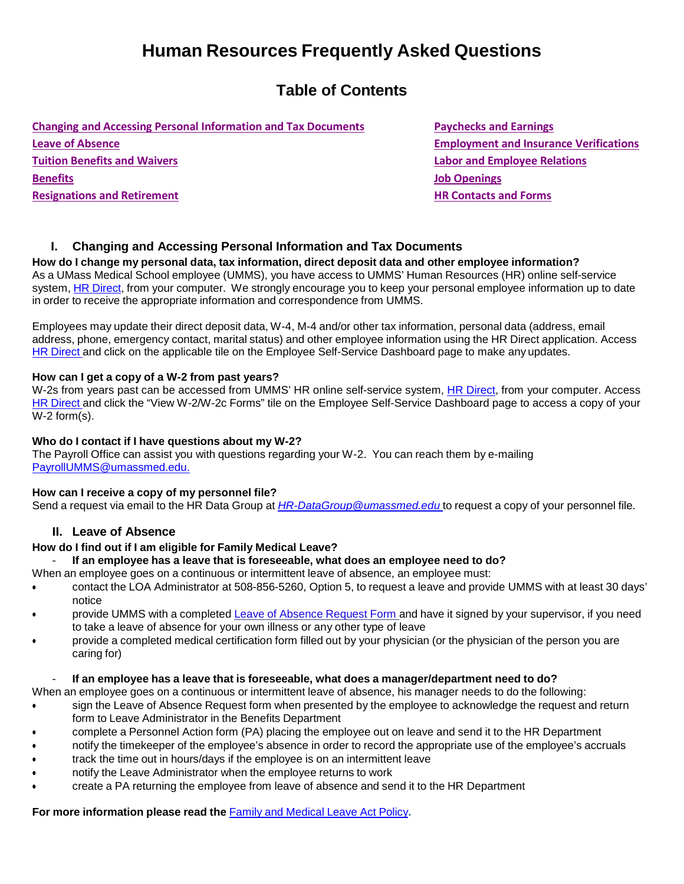# Human Resources Frequently Asked Questions

## Table of Contents

- Changing and Accessing Personal Information and Tax Documents
- Leave of Absence
- Tuition Benefits and Waivers
- Benefits
- Resignations and Retirement
- Paychecks and Earnings
- Employment and Insurance Verifications
- Labor and Employee Relations
- Job Openings
- HR Contacts and Forms

## I. Changing and Accessing Personal Information and Tax Documents

**How do I change my personal data, tax information, direct deposit data and other employee information?**

As a UMass Medical School employee (UMMS), you have access to UMMS' Human Resources (HR) online self-service system, HR Direct, from your computer. We strongly encourage you to keep your personal employee information up to date in order to receive the appropriate information and correspondence from UMMS.

Employees may update their direct deposit data, W-4, M-4 and/or other tax information, personal data (address, email address, phone, emergency contact, marital status) and other employee information using the HR Direct application. Access HR Direct and click on the applicable tile on the Employee Self-Service Dashboard page to make any updates.

**How can I get a copy of a W-2 from past years?**

W-2s from years past can be accessed from UMMS' HR online self-service system, HR Direct, from your computer. Access HR Direct and click the "View W-2/W-2c Forms" tile on the Employee Self-Service Dashboard page to access a copy of your W-2 form(s).

**Who do I contact if I have questions about my W-2?**

The Payroll Office can assist you with questions regarding your W-2. You can reach them by e-mailing PayrollUMMS@umassmed.edu.

**How can I receive a copy of my personnel file?**

Send a request via email to the HR Data Group at *HR-DataGroup@umassmed.edu* to request a copy of your personnel file.

## II. Leave of Absence

**How do I find out if I am eligible for Family Medical Leave?**

- **If an employee has a leave that is foreseeable, what does an employee need to do?**

When an employee goes on a continuous or intermittent leave of absence, an employee must:

- contact the LOA Administrator at 508-856-5260, Option 5, to request a leave and provide UMMS with at least 30 days' notice
- provide UMMS with a completed Leave of Absence Request Form and have it signed by your supervisor, if you need to take a leave of absence for your own illness or any other type of leave
- provide a completed medical certification form filled out by your physician (or the physician of the person you are caring for)

- **If an employee has a leave that is foreseeable, what does a manager/department need to do?**

When an employee goes on a continuous or intermittent leave of absence, his manager needs to do the following:

- sign the Leave of Absence Request form when presented by the employee to acknowledge the request and return form to Leave Administrator in the Benefits Department
- complete a Personnel Action form (PA) placing the employee out on leave and send it to the HR Department
- notify the timekeeper of the employee's absence in order to record the appropriate use of the employee's accruals
- track the time out in hours/days if the employee is on an intermittent leave
- notify the Leave Administrator when the employee returns to work
- create a PA returning the employee from leave of absence and send it to the HR Department

**For more information please read the** Family and Medical Leave Act Policy.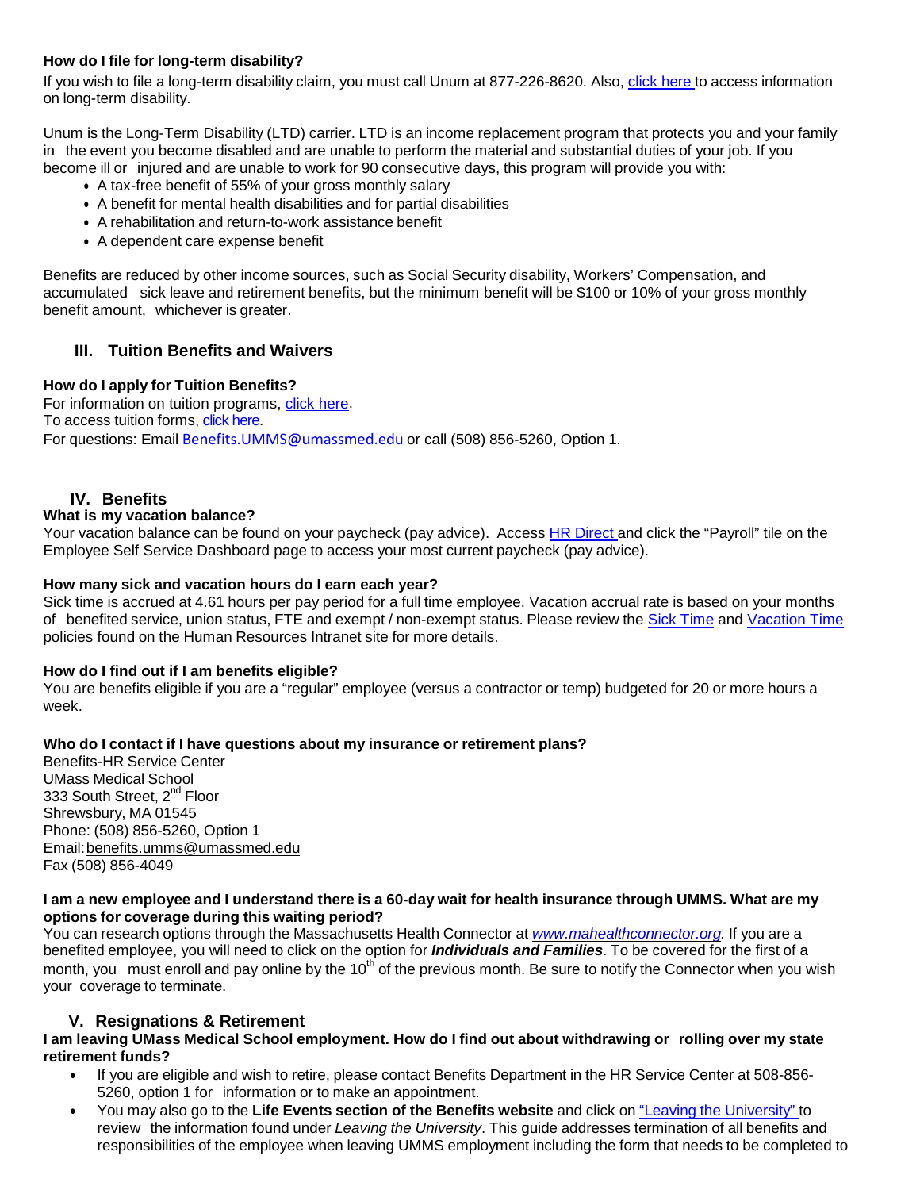**How do I file for long-term disability?**

If you wish to file a long-term disability claim, you must call Unum at 877-226-8620. Also, click here to access information on long-term disability.

Unum is the Long-Term Disability (LTD) carrier. LTD is an income replacement program that protects you and your family in the event you become disabled and are unable to perform the material and substantial duties of your job. If you become ill or injured and are unable to work for 90 consecutive days, this program will provide you with:

- A tax-free benefit of 55% of your gross monthly salary
- A benefit for mental health disabilities and for partial disabilities
- A rehabilitation and return-to-work assistance benefit
- A dependent care expense benefit

Benefits are reduced by other income sources, such as Social Security disability, Workers' Compensation, and accumulated sick leave and retirement benefits, but the minimum benefit will be $100 or 10% of your gross monthly benefit amount, whichever is greater.

## III. Tuition Benefits and Waivers

**How do I apply for Tuition Benefits?**

For information on tuition programs, click here.
To access tuition forms, click here.
For questions: Email Benefits.UMMS@umassmed.edu or call (508) 856-5260, Option 1.

## IV. Benefits

**What is my vacation balance?**

Your vacation balance can be found on your paycheck (pay advice). Access HR Direct and click the "Payroll" tile on the Employee Self Service Dashboard page to access your most current paycheck (pay advice).

**How many sick and vacation hours do I earn each year?**

Sick time is accrued at 4.61 hours per pay period for a full time employee. Vacation accrual rate is based on your months of benefited service, union status, FTE and exempt / non-exempt status. Please review the Sick Time and Vacation Time policies found on the Human Resources Intranet site for more details.

**How do I find out if I am benefits eligible?**

You are benefits eligible if you are a "regular" employee (versus a contractor or temp) budgeted for 20 or more hours a week.

**Who do I contact if I have questions about my insurance or retirement plans?**

Benefits-HR Service Center
UMass Medical School
333 South Street, 2nd Floor
Shrewsbury, MA 01545
Phone: (508) 856-5260, Option 1
Email: benefits.umms@umassmed.edu
Fax (508) 856-4049

**I am a new employee and I understand there is a 60-day wait for health insurance through UMMS. What are my options for coverage during this waiting period?**

You can research options through the Massachusetts Health Connector at *www.mahealthconnector.org.* If you are a benefited employee, you will need to click on the option for ***Individuals and Families***. To be covered for the first of a month, you must enroll and pay online by the 10th of the previous month. Be sure to notify the Connector when you wish your coverage to terminate.

## V. Resignations & Retirement

**I am leaving UMass Medical School employment. How do I find out about withdrawing or rolling over my state retirement funds?**

- If you are eligible and wish to retire, please contact Benefits Department in the HR Service Center at 508-856-5260, option 1 for information or to make an appointment.
- You may also go to the **Life Events section of the Benefits website** and click on "Leaving the University" to review the information found under *Leaving the University*. This guide addresses termination of all benefits and responsibilities of the employee when leaving UMMS employment including the form that needs to be completed to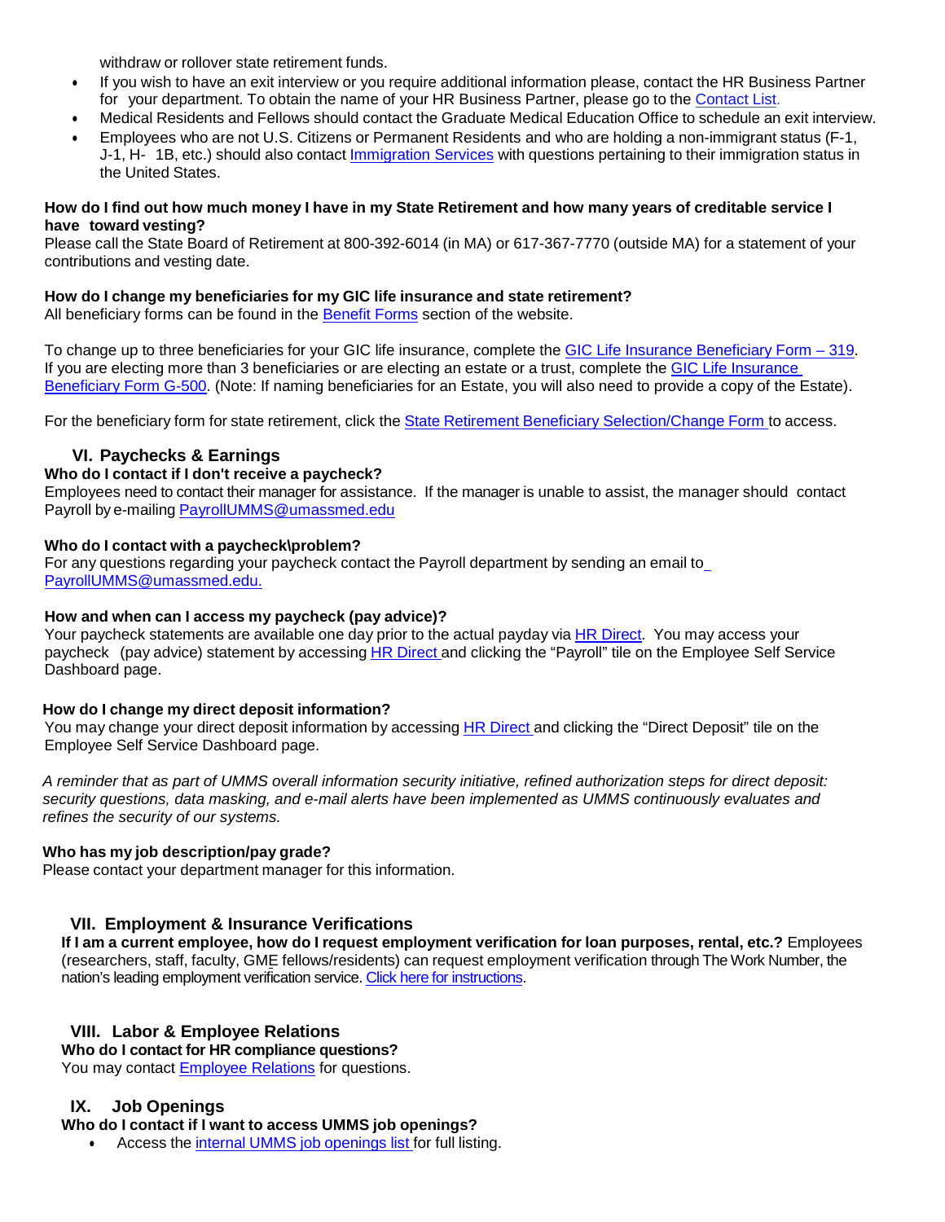withdraw or rollover state retirement funds.

- If you wish to have an exit interview or you require additional information please, contact the HR Business Partner for your department. To obtain the name of your HR Business Partner, please go to the Contact List.
- Medical Residents and Fellows should contact the Graduate Medical Education Office to schedule an exit interview.
- Employees who are not U.S. Citizens or Permanent Residents and who are holding a non-immigrant status (F-1, J-1, H-1B, etc.) should also contact Immigration Services with questions pertaining to their immigration status in the United States.

**How do I find out how much money I have in my State Retirement and how many years of creditable service I have toward vesting?**
Please call the State Board of Retirement at 800-392-6014 (in MA) or 617-367-7770 (outside MA) for a statement of your contributions and vesting date.

**How do I change my beneficiaries for my GIC life insurance and state retirement?**
All beneficiary forms can be found in the Benefit Forms section of the website.

To change up to three beneficiaries for your GIC life insurance, complete the GIC Life Insurance Beneficiary Form – 319. If you are electing more than 3 beneficiaries or are electing an estate or a trust, complete the GIC Life Insurance Beneficiary Form G-500. (Note: If naming beneficiaries for an Estate, you will also need to provide a copy of the Estate).

For the beneficiary form for state retirement, click the State Retirement Beneficiary Selection/Change Form to access.

## VI. Paychecks & Earnings

**Who do I contact if I don't receive a paycheck?**
Employees need to contact their manager for assistance. If the manager is unable to assist, the manager should contact Payroll by e-mailing PayrollUMMS@umassmed.edu

**Who do I contact with a paycheck\problem?**
For any questions regarding your paycheck contact the Payroll department by sending an email to PayrollUMMS@umassmed.edu.

**How and when can I access my paycheck (pay advice)?**
Your paycheck statements are available one day prior to the actual payday via HR Direct. You may access your paycheck (pay advice) statement by accessing HR Direct and clicking the "Payroll" tile on the Employee Self Service Dashboard page.

**How do I change my direct deposit information?**
You may change your direct deposit information by accessing HR Direct and clicking the "Direct Deposit" tile on the Employee Self Service Dashboard page.

*A reminder that as part of UMMS overall information security initiative, refined authorization steps for direct deposit: security questions, data masking, and e-mail alerts have been implemented as UMMS continuously evaluates and refines the security of our systems.*

**Who has my job description/pay grade?**
Please contact your department manager for this information.

## VII. Employment & Insurance Verifications

**If I am a current employee, how do I request employment verification for loan purposes, rental, etc.?** Employees (researchers, staff, faculty, GME fellows/residents) can request employment verification through The Work Number, the nation's leading employment verification service. Click here for instructions.

## VIII. Labor & Employee Relations

**Who do I contact for HR compliance questions?**
You may contact Employee Relations for questions.

## IX. Job Openings

**Who do I contact if I want to access UMMS job openings?**

- Access the internal UMMS job openings list for full listing.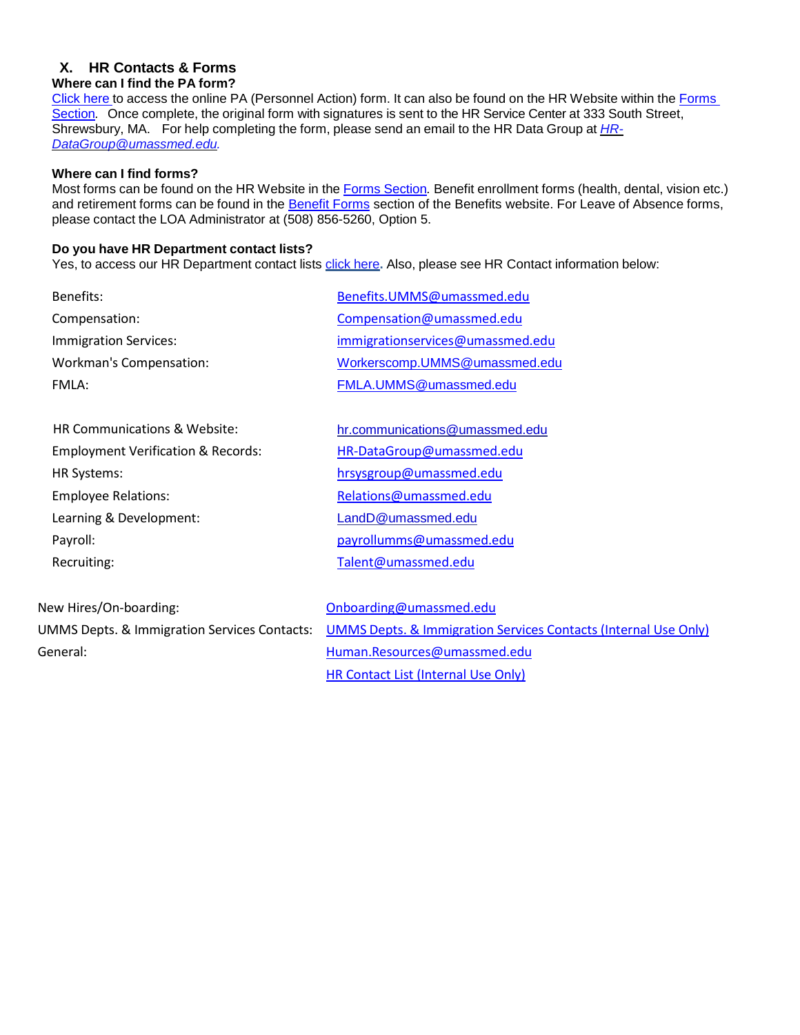## X. HR Contacts & Forms

### Where can I find the PA form?

Click here to access the online PA (Personnel Action) form. It can also be found on the HR Website within the Forms Section. Once complete, the original form with signatures is sent to the HR Service Center at 333 South Street, Shrewsbury, MA. For help completing the form, please send an email to the HR Data Group at *HR-DataGroup@umassmed.edu.*

### Where can I find forms?

Most forms can be found on the HR Website in the Forms Section*.* Benefit enrollment forms (health, dental, vision etc.) and retirement forms can be found in the Benefit Forms section of the Benefits website. For Leave of Absence forms, please contact the LOA Administrator at (508) 856-5260, Option 5.

### Do you have HR Department contact lists?

Yes, to access our HR Department contact lists click here**.** Also, please see HR Contact information below:

| | |
|---|---|
| Benefits: | Benefits.UMMS@umassmed.edu |
| Compensation: | Compensation@umassmed.edu |
| Immigration Services: | immigrationservices@umassmed.edu |
| Workman's Compensation: | Workerscomp.UMMS@umassmed.edu |
| FMLA: | FMLA.UMMS@umassmed.edu |
| HR Communications & Website: | hr.communications@umassmed.edu |
| Employment Verification & Records: | HR-DataGroup@umassmed.edu |
| HR Systems: | hrsysgroup@umassmed.edu |
| Employee Relations: | Relations@umassmed.edu |
| Learning & Development: | LandD@umassmed.edu |
| Payroll: | payrollumms@umassmed.edu |
| Recruiting: | Talent@umassmed.edu |
| New Hires/On-boarding: | Onboarding@umassmed.edu |
| UMMS Depts. & Immigration Services Contacts: | UMMS Depts. & Immigration Services Contacts (Internal Use Only) |
| General: | Human.Resources@umassmed.edu |
| | HR Contact List (Internal Use Only) |